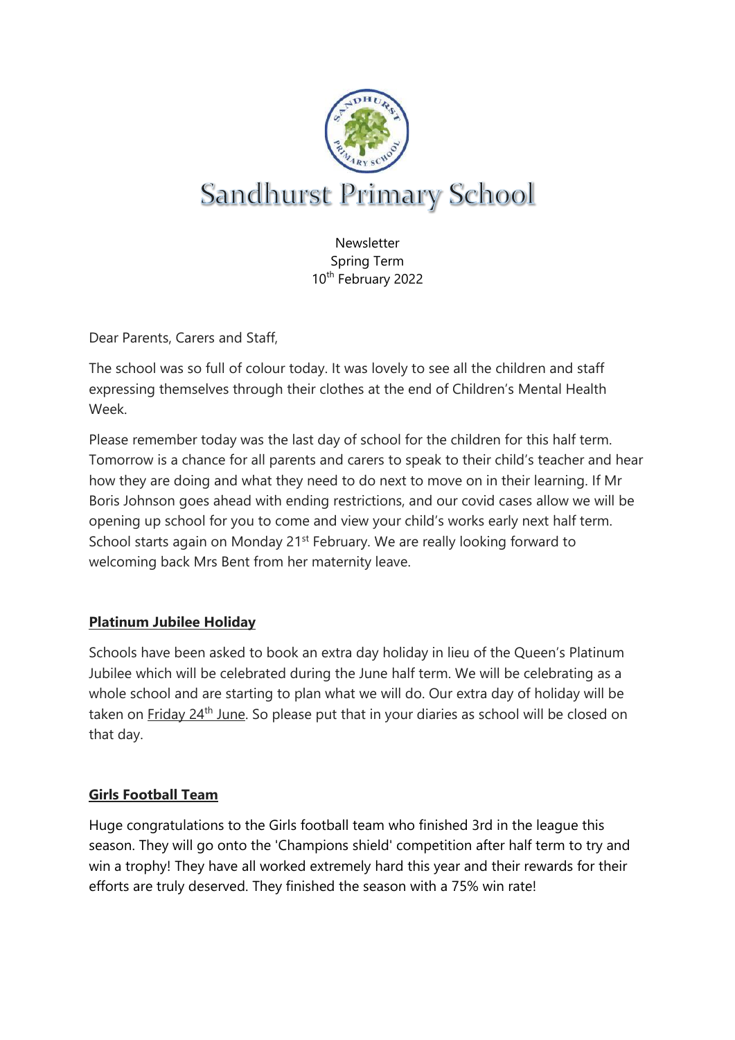# Sandhurst Primary School

Newsletter
Spring Term
10th February 2022

Dear Parents, Carers and Staff,

The school was so full of colour today. It was lovely to see all the children and staff expressing themselves through their clothes at the end of Children's Mental Health Week.

Please remember today was the last day of school for the children for this half term. Tomorrow is a chance for all parents and carers to speak to their child's teacher and hear how they are doing and what they need to do next to move on in their learning. If Mr Boris Johnson goes ahead with ending restrictions, and our covid cases allow we will be opening up school for you to come and view your child's works early next half term. School starts again on Monday 21st February. We are really looking forward to welcoming back Mrs Bent from her maternity leave.

## Platinum Jubilee Holiday

Schools have been asked to book an extra day holiday in lieu of the Queen's Platinum Jubilee which will be celebrated during the June half term. We will be celebrating as a whole school and are starting to plan what we will do. Our extra day of holiday will be taken on Friday 24th June. So please put that in your diaries as school will be closed on that day.

## Girls Football Team

Huge congratulations to the Girls football team who finished 3rd in the league this season. They will go onto the 'Champions shield' competition after half term to try and win a trophy! They have all worked extremely hard this year and their rewards for their efforts are truly deserved. They finished the season with a 75% win rate!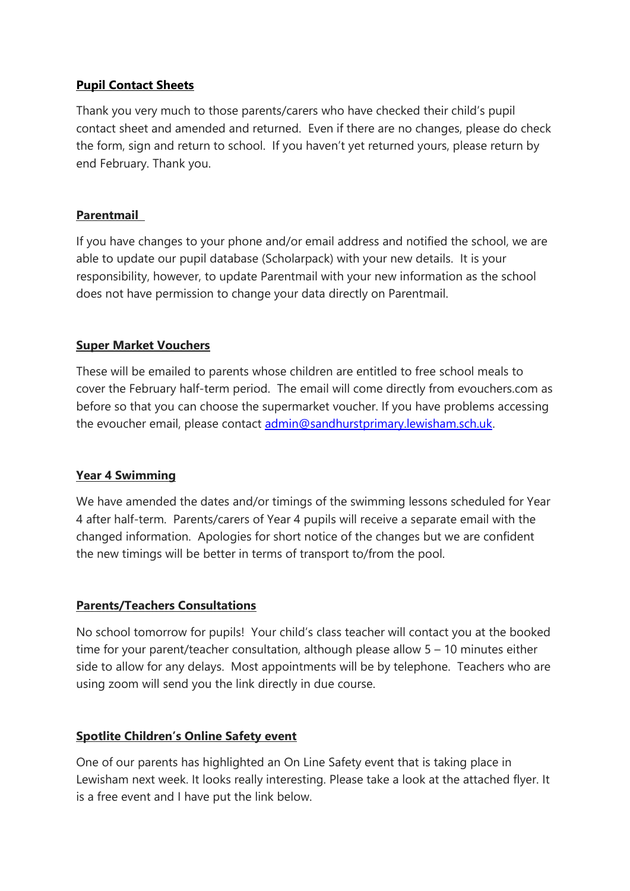**Pupil Contact Sheets**

Thank you very much to those parents/carers who have checked their child's pupil contact sheet and amended and returned. Even if there are no changes, please do check the form, sign and return to school. If you haven't yet returned yours, please return by end February. Thank you.

**Parentmail**

If you have changes to your phone and/or email address and notified the school, we are able to update our pupil database (Scholarpack) with your new details. It is your responsibility, however, to update Parentmail with your new information as the school does not have permission to change your data directly on Parentmail.

**Super Market Vouchers**

These will be emailed to parents whose children are entitled to free school meals to cover the February half-term period. The email will come directly from evouchers.com as before so that you can choose the supermarket voucher. If you have problems accessing the evoucher email, please contact [admin@sandhurstprimary.lewisham.sch.uk](mailto:admin@sandhurstprimary.lewisham.sch.uk).

**Year 4 Swimming**

We have amended the dates and/or timings of the swimming lessons scheduled for Year 4 after half-term. Parents/carers of Year 4 pupils will receive a separate email with the changed information. Apologies for short notice of the changes but we are confident the new timings will be better in terms of transport to/from the pool.

**Parents/Teachers Consultations**

No school tomorrow for pupils! Your child's class teacher will contact you at the booked time for your parent/teacher consultation, although please allow 5 – 10 minutes either side to allow for any delays. Most appointments will be by telephone. Teachers who are using zoom will send you the link directly in due course.

**Spotlite Children's Online Safety event**

One of our parents has highlighted an On Line Safety event that is taking place in Lewisham next week. It looks really interesting. Please take a look at the attached flyer. It is a free event and I have put the link below.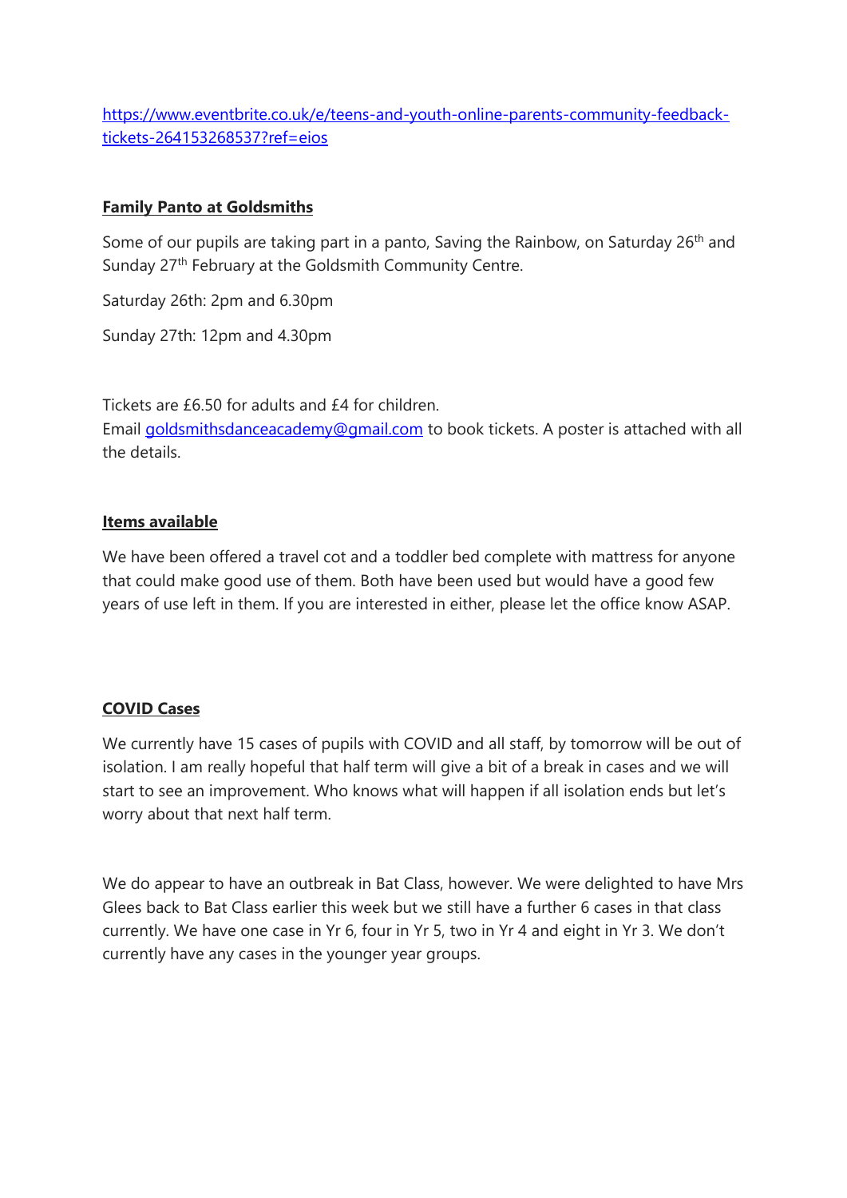[https://www.eventbrite.co.uk/e/teens-and-youth-online-parents-community-feedback-tickets-264153268537?ref=eios](https://www.eventbrite.co.uk/e/teens-and-youth-online-parents-community-feedback-tickets-264153268537?ref=eios)

**Family Panto at Goldsmiths**

Some of our pupils are taking part in a panto, Saving the Rainbow, on Saturday 26th and Sunday 27th February at the Goldsmith Community Centre.

Saturday 26th: 2pm and 6.30pm

Sunday 27th: 12pm and 4.30pm

Tickets are £6.50 for adults and £4 for children.
Email [goldsmithsdanceacademy@gmail.com](mailto:goldsmithsdanceacademy@gmail.com) to book tickets. A poster is attached with all the details.

**Items available**

We have been offered a travel cot and a toddler bed complete with mattress for anyone that could make good use of them. Both have been used but would have a good few years of use left in them. If you are interested in either, please let the office know ASAP.

**COVID Cases**

We currently have 15 cases of pupils with COVID and all staff, by tomorrow will be out of isolation. I am really hopeful that half term will give a bit of a break in cases and we will start to see an improvement. Who knows what will happen if all isolation ends but let's worry about that next half term.

We do appear to have an outbreak in Bat Class, however. We were delighted to have Mrs Glees back to Bat Class earlier this week but we still have a further 6 cases in that class currently. We have one case in Yr 6, four in Yr 5, two in Yr 4 and eight in Yr 3. We don't currently have any cases in the younger year groups.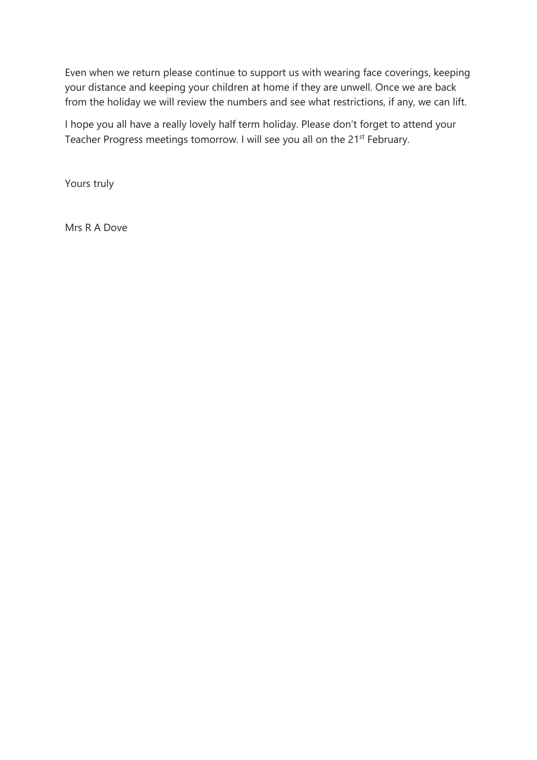Even when we return please continue to support us with wearing face coverings, keeping your distance and keeping your children at home if they are unwell. Once we are back from the holiday we will review the numbers and see what restrictions, if any, we can lift.

I hope you all have a really lovely half term holiday. Please don't forget to attend your Teacher Progress meetings tomorrow. I will see you all on the 21st February.

Yours truly

Mrs R A Dove